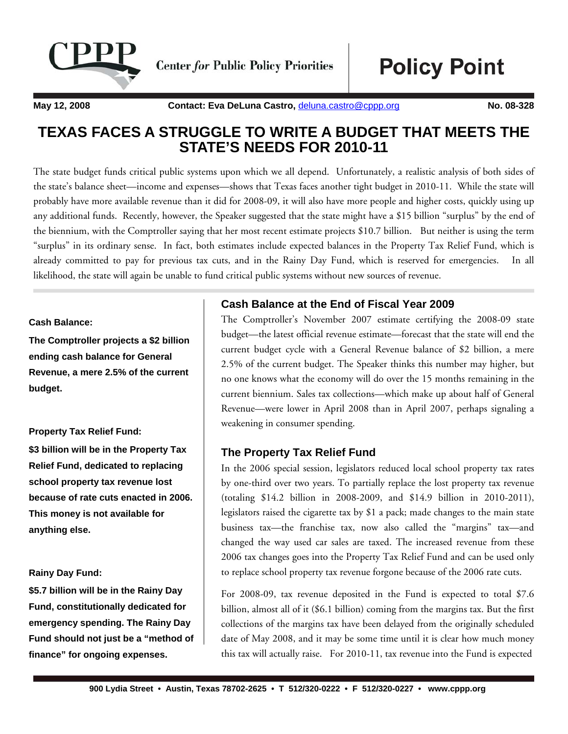Center *for* Public Policy Priorities

# Policy Point

**May 12, 2008** **Contact: Eva DeLuna Castro, deluna.castro@cppp.org** **No. 08-328**

# TEXAS FACES A STRUGGLE TO WRITE A BUDGET THAT MEETS THE STATE'S NEEDS FOR 2010-11

The state budget funds critical public systems upon which we all depend. Unfortunately, a realistic analysis of both sides of the state's balance sheet—income and expenses—shows that Texas faces another tight budget in 2010-11. While the state will probably have more available revenue than it did for 2008-09, it will also have more people and higher costs, quickly using up any additional funds. Recently, however, the Speaker suggested that the state might have a $15 billion "surplus" by the end of the biennium, with the Comptroller saying that her most recent estimate projects $10.7 billion. But neither is using the term "surplus" in its ordinary sense. In fact, both estimates include expected balances in the Property Tax Relief Fund, which is already committed to pay for previous tax cuts, and in the Rainy Day Fund, which is reserved for emergencies. In all likelihood, the state will again be unable to fund critical public systems without new sources of revenue.

**Cash Balance:**

**The Comptroller projects a $2 billion ending cash balance for General Revenue, a mere 2.5% of the current budget.**

**Property Tax Relief Fund:**

**$3 billion will be in the Property Tax Relief Fund, dedicated to replacing school property tax revenue lost because of rate cuts enacted in 2006. This money is not available for anything else.**

**Rainy Day Fund:**

**$5.7 billion will be in the Rainy Day Fund, constitutionally dedicated for emergency spending. The Rainy Day Fund should not just be a "method of finance" for ongoing expenses.**

## Cash Balance at the End of Fiscal Year 2009

The Comptroller's November 2007 estimate certifying the 2008-09 state budget—the latest official revenue estimate—forecast that the state will end the current budget cycle with a General Revenue balance of $2 billion, a mere 2.5% of the current budget. The Speaker thinks this number may higher, but no one knows what the economy will do over the 15 months remaining in the current biennium. Sales tax collections—which make up about half of General Revenue—were lower in April 2008 than in April 2007, perhaps signaling a weakening in consumer spending.

## The Property Tax Relief Fund

In the 2006 special session, legislators reduced local school property tax rates by one-third over two years. To partially replace the lost property tax revenue (totaling $14.2 billion in 2008-2009, and $14.9 billion in 2010-2011), legislators raised the cigarette tax by $1 a pack; made changes to the main state business tax—the franchise tax, now also called the "margins" tax—and changed the way used car sales are taxed. The increased revenue from these 2006 tax changes goes into the Property Tax Relief Fund and can be used only to replace school property tax revenue forgone because of the 2006 rate cuts.

For 2008-09, tax revenue deposited in the Fund is expected to total $7.6 billion, almost all of it ($6.1 billion) coming from the margins tax. But the first collections of the margins tax have been delayed from the originally scheduled date of May 2008, and it may be some time until it is clear how much money this tax will actually raise. For 2010-11, tax revenue into the Fund is expected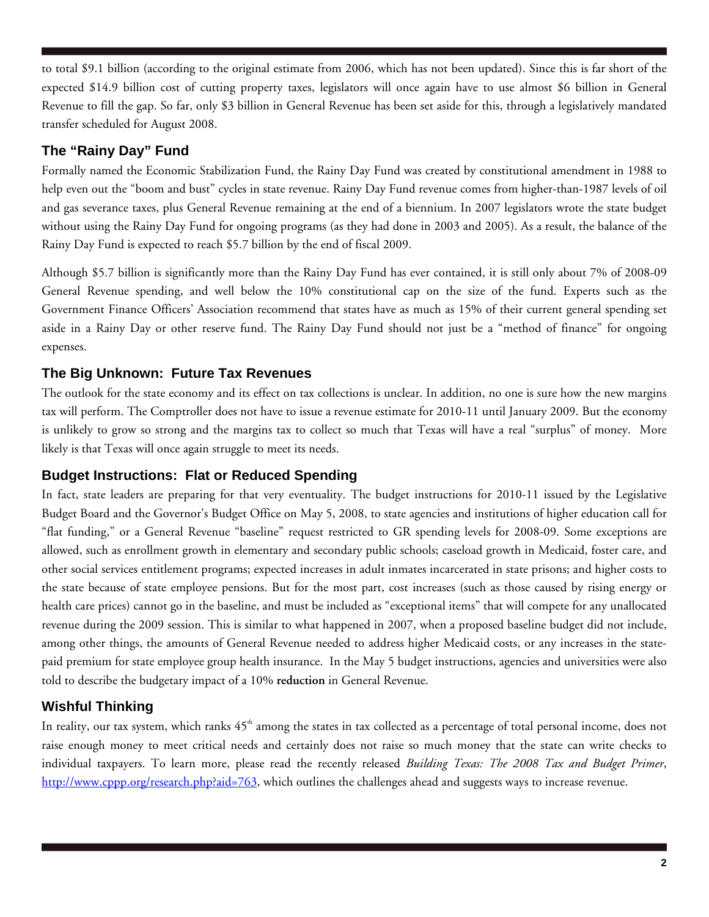to total $9.1 billion (according to the original estimate from 2006, which has not been updated). Since this is far short of the expected $14.9 billion cost of cutting property taxes, legislators will once again have to use almost $6 billion in General Revenue to fill the gap. So far, only $3 billion in General Revenue has been set aside for this, through a legislatively mandated transfer scheduled for August 2008.

### The "Rainy Day" Fund

Formally named the Economic Stabilization Fund, the Rainy Day Fund was created by constitutional amendment in 1988 to help even out the "boom and bust" cycles in state revenue. Rainy Day Fund revenue comes from higher-than-1987 levels of oil and gas severance taxes, plus General Revenue remaining at the end of a biennium. In 2007 legislators wrote the state budget without using the Rainy Day Fund for ongoing programs (as they had done in 2003 and 2005). As a result, the balance of the Rainy Day Fund is expected to reach $5.7 billion by the end of fiscal 2009.

Although $5.7 billion is significantly more than the Rainy Day Fund has ever contained, it is still only about 7% of 2008-09 General Revenue spending, and well below the 10% constitutional cap on the size of the fund. Experts such as the Government Finance Officers' Association recommend that states have as much as 15% of their current general spending set aside in a Rainy Day or other reserve fund. The Rainy Day Fund should not just be a "method of finance" for ongoing expenses.

### The Big Unknown: Future Tax Revenues

The outlook for the state economy and its effect on tax collections is unclear. In addition, no one is sure how the new margins tax will perform. The Comptroller does not have to issue a revenue estimate for 2010-11 until January 2009. But the economy is unlikely to grow so strong and the margins tax to collect so much that Texas will have a real "surplus" of money. More likely is that Texas will once again struggle to meet its needs.

### Budget Instructions: Flat or Reduced Spending

In fact, state leaders are preparing for that very eventuality. The budget instructions for 2010-11 issued by the Legislative Budget Board and the Governor's Budget Office on May 5, 2008, to state agencies and institutions of higher education call for "flat funding," or a General Revenue "baseline" request restricted to GR spending levels for 2008-09. Some exceptions are allowed, such as enrollment growth in elementary and secondary public schools; caseload growth in Medicaid, foster care, and other social services entitlement programs; expected increases in adult inmates incarcerated in state prisons; and higher costs to the state because of state employee pensions. But for the most part, cost increases (such as those caused by rising energy or health care prices) cannot go in the baseline, and must be included as "exceptional items" that will compete for any unallocated revenue during the 2009 session. This is similar to what happened in 2007, when a proposed baseline budget did not include, among other things, the amounts of General Revenue needed to address higher Medicaid costs, or any increases in the state-paid premium for state employee group health insurance. In the May 5 budget instructions, agencies and universities were also told to describe the budgetary impact of a 10% **reduction** in General Revenue.

### Wishful Thinking

In reality, our tax system, which ranks 45th among the states in tax collected as a percentage of total personal income, does not raise enough money to meet critical needs and certainly does not raise so much money that the state can write checks to individual taxpayers. To learn more, please read the recently released *Building Texas: The 2008 Tax and Budget Primer*, http://www.cppp.org/research.php?aid=763, which outlines the challenges ahead and suggests ways to increase revenue.